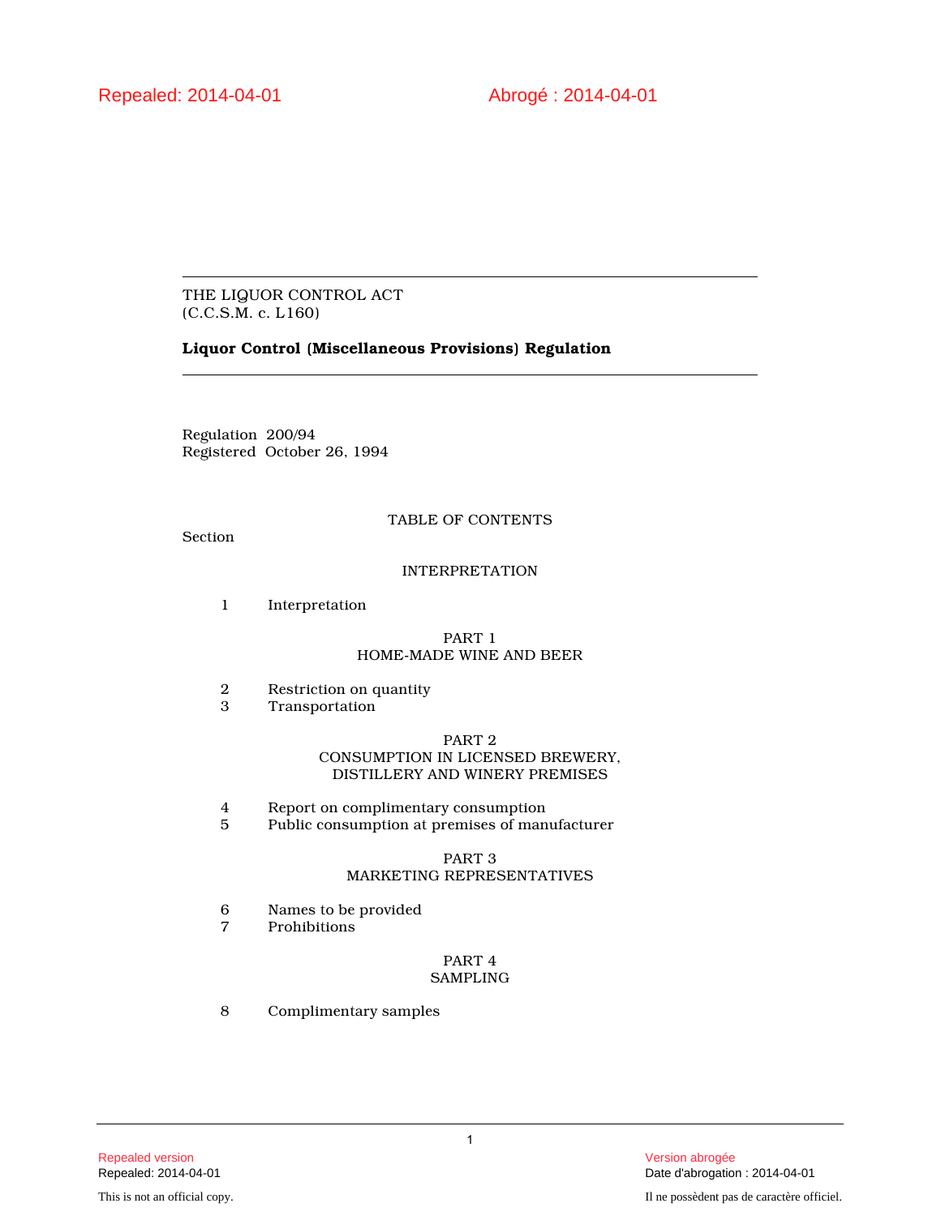Repealed: 2014-04-01 Abrogé : 2014-04-01

THE LIQUOR CONTROL ACT
(C.C.S.M. c. L160)

**Liquor Control (Miscellaneous Provisions) Regulation**

Regulation 200/94
Registered October 26, 1994

TABLE OF CONTENTS

Section

INTERPRETATION

1 Interpretation

PART 1
HOME-MADE WINE AND BEER

2 Restriction on quantity
3 Transportation

PART 2
CONSUMPTION IN LICENSED BREWERY, DISTILLERY AND WINERY PREMISES

4 Report on complimentary consumption
5 Public consumption at premises of manufacturer

PART 3
MARKETING REPRESENTATIVES

6 Names to be provided
7 Prohibitions

PART 4
SAMPLING

8 Complimentary samples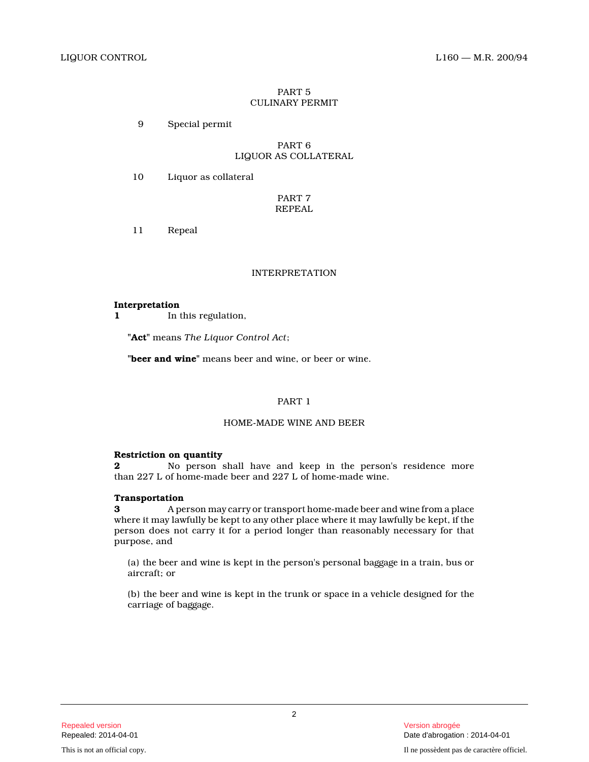PART 5
CULINARY PERMIT

9 Special permit

PART 6
LIQUOR AS COLLATERAL

10 Liquor as collateral

PART 7
REPEAL

11 Repeal

## INTERPRETATION

**Interpretation**
**1** In this regulation,

"**Act**" means *The Liquor Control Act*;

"**beer and wine**" means beer and wine, or beer or wine.

## PART 1

## HOME-MADE WINE AND BEER

**Restriction on quantity**
**2** No person shall have and keep in the person's residence more than 227 L of home-made beer and 227 L of home-made wine.

**Transportation**
**3** A person may carry or transport home-made beer and wine from a place where it may lawfully be kept to any other place where it may lawfully be kept, if the person does not carry it for a period longer than reasonably necessary for that purpose, and

(a) the beer and wine is kept in the person's personal baggage in a train, bus or aircraft; or

(b) the beer and wine is kept in the trunk or space in a vehicle designed for the carriage of baggage.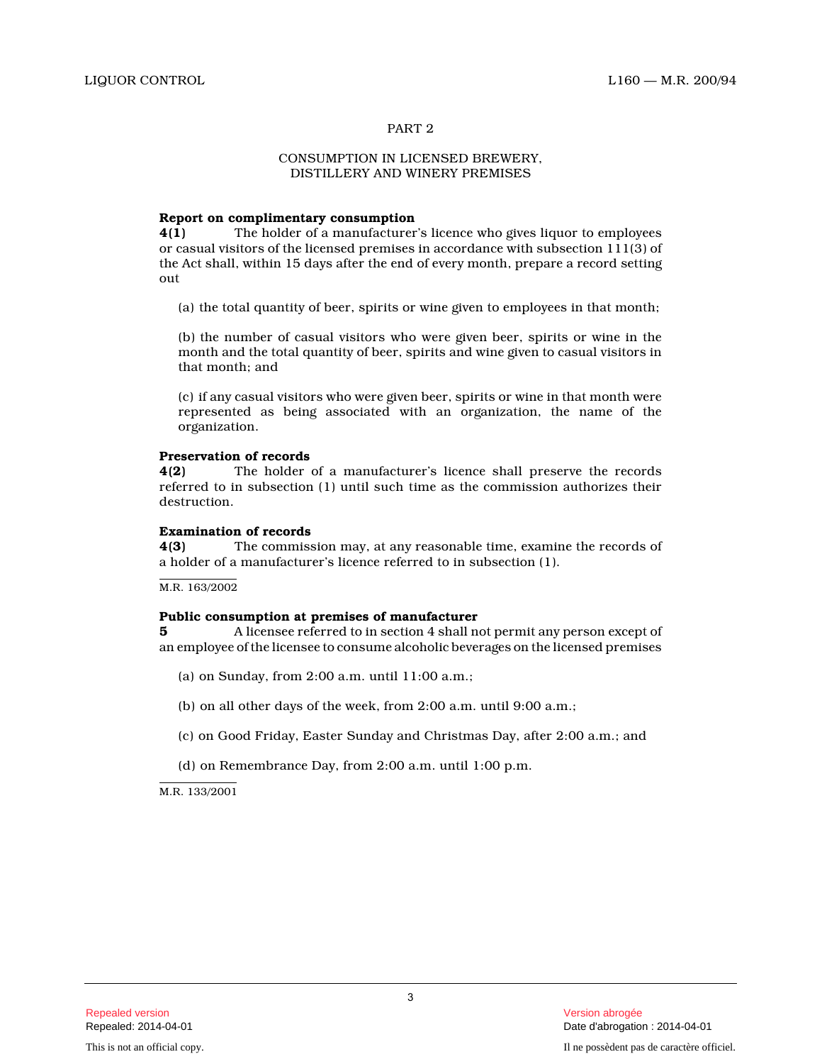## PART 2

## CONSUMPTION IN LICENSED BREWERY, DISTILLERY AND WINERY PREMISES

**Report on complimentary consumption**

**4(1)** The holder of a manufacturer's licence who gives liquor to employees or casual visitors of the licensed premises in accordance with subsection 111(3) of the Act shall, within 15 days after the end of every month, prepare a record setting out

(a) the total quantity of beer, spirits or wine given to employees in that month;

(b) the number of casual visitors who were given beer, spirits or wine in the month and the total quantity of beer, spirits and wine given to casual visitors in that month; and

(c) if any casual visitors who were given beer, spirits or wine in that month were represented as being associated with an organization, the name of the organization.

**Preservation of records**

**4(2)** The holder of a manufacturer's licence shall preserve the records referred to in subsection (1) until such time as the commission authorizes their destruction.

**Examination of records**

**4(3)** The commission may, at any reasonable time, examine the records of a holder of a manufacturer's licence referred to in subsection (1).

M.R. 163/2002

**Public consumption at premises of manufacturer**

**5** A licensee referred to in section 4 shall not permit any person except of an employee of the licensee to consume alcoholic beverages on the licensed premises

(a) on Sunday, from 2:00 a.m. until 11:00 a.m.;

(b) on all other days of the week, from 2:00 a.m. until 9:00 a.m.;

(c) on Good Friday, Easter Sunday and Christmas Day, after 2:00 a.m.; and

(d) on Remembrance Day, from 2:00 a.m. until 1:00 p.m.

M.R. 133/2001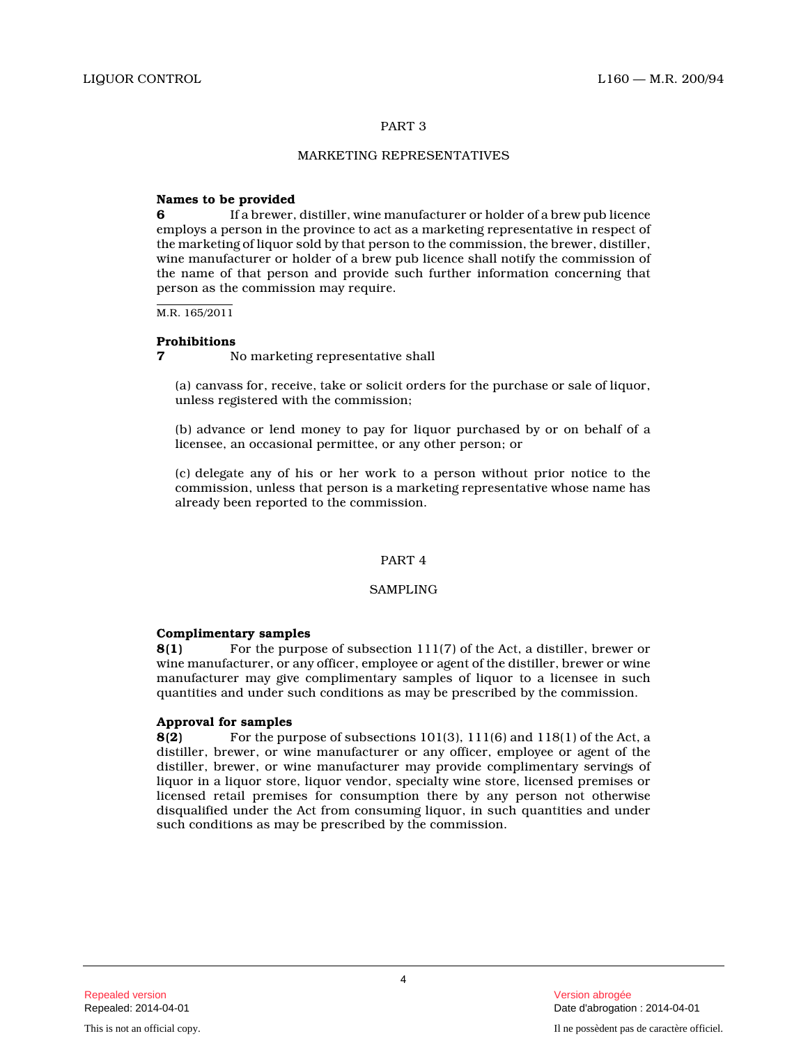## PART 3

## MARKETING REPRESENTATIVES

**Names to be provided**

**6** If a brewer, distiller, wine manufacturer or holder of a brew pub licence employs a person in the province to act as a marketing representative in respect of the marketing of liquor sold by that person to the commission, the brewer, distiller, wine manufacturer or holder of a brew pub licence shall notify the commission of the name of that person and provide such further information concerning that person as the commission may require.

M.R. 165/2011

**Prohibitions**

**7** No marketing representative shall

(a) canvass for, receive, take or solicit orders for the purchase or sale of liquor, unless registered with the commission;

(b) advance or lend money to pay for liquor purchased by or on behalf of a licensee, an occasional permittee, or any other person; or

(c) delegate any of his or her work to a person without prior notice to the commission, unless that person is a marketing representative whose name has already been reported to the commission.

## PART 4

## SAMPLING

**Complimentary samples**

**8(1)** For the purpose of subsection 111(7) of the Act, a distiller, brewer or wine manufacturer, or any officer, employee or agent of the distiller, brewer or wine manufacturer may give complimentary samples of liquor to a licensee in such quantities and under such conditions as may be prescribed by the commission.

**Approval for samples**

**8(2)** For the purpose of subsections 101(3), 111(6) and 118(1) of the Act, a distiller, brewer, or wine manufacturer or any officer, employee or agent of the distiller, brewer, or wine manufacturer may provide complimentary servings of liquor in a liquor store, liquor vendor, specialty wine store, licensed premises or licensed retail premises for consumption there by any person not otherwise disqualified under the Act from consuming liquor, in such quantities and under such conditions as may be prescribed by the commission.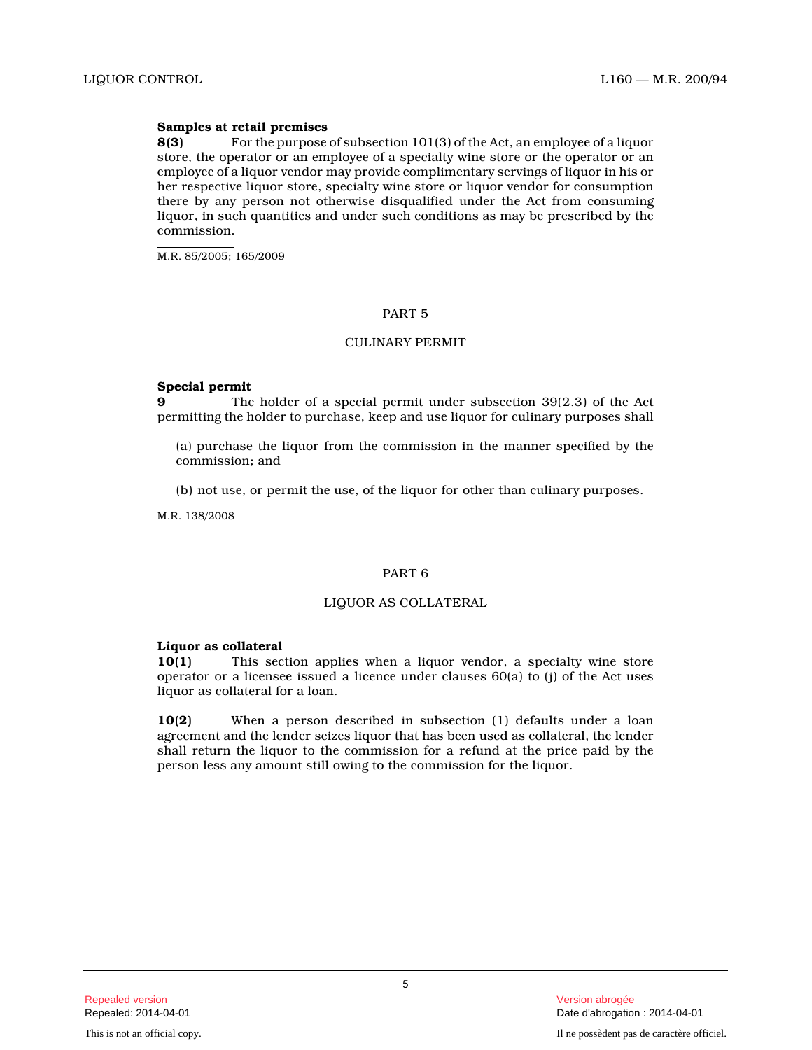**Samples at retail premises**

**8(3)** For the purpose of subsection 101(3) of the Act, an employee of a liquor store, the operator or an employee of a specialty wine store or the operator or an employee of a liquor vendor may provide complimentary servings of liquor in his or her respective liquor store, specialty wine store or liquor vendor for consumption there by any person not otherwise disqualified under the Act from consuming liquor, in such quantities and under such conditions as may be prescribed by the commission.

M.R. 85/2005; 165/2009

## PART 5

## CULINARY PERMIT

**Special permit**

**9** The holder of a special permit under subsection 39(2.3) of the Act permitting the holder to purchase, keep and use liquor for culinary purposes shall

(a) purchase the liquor from the commission in the manner specified by the commission; and

(b) not use, or permit the use, of the liquor for other than culinary purposes.

M.R. 138/2008

## PART 6

## LIQUOR AS COLLATERAL

**Liquor as collateral**

**10(1)** This section applies when a liquor vendor, a specialty wine store operator or a licensee issued a licence under clauses 60(a) to (j) of the Act uses liquor as collateral for a loan.

**10(2)** When a person described in subsection (1) defaults under a loan agreement and the lender seizes liquor that has been used as collateral, the lender shall return the liquor to the commission for a refund at the price paid by the person less any amount still owing to the commission for the liquor.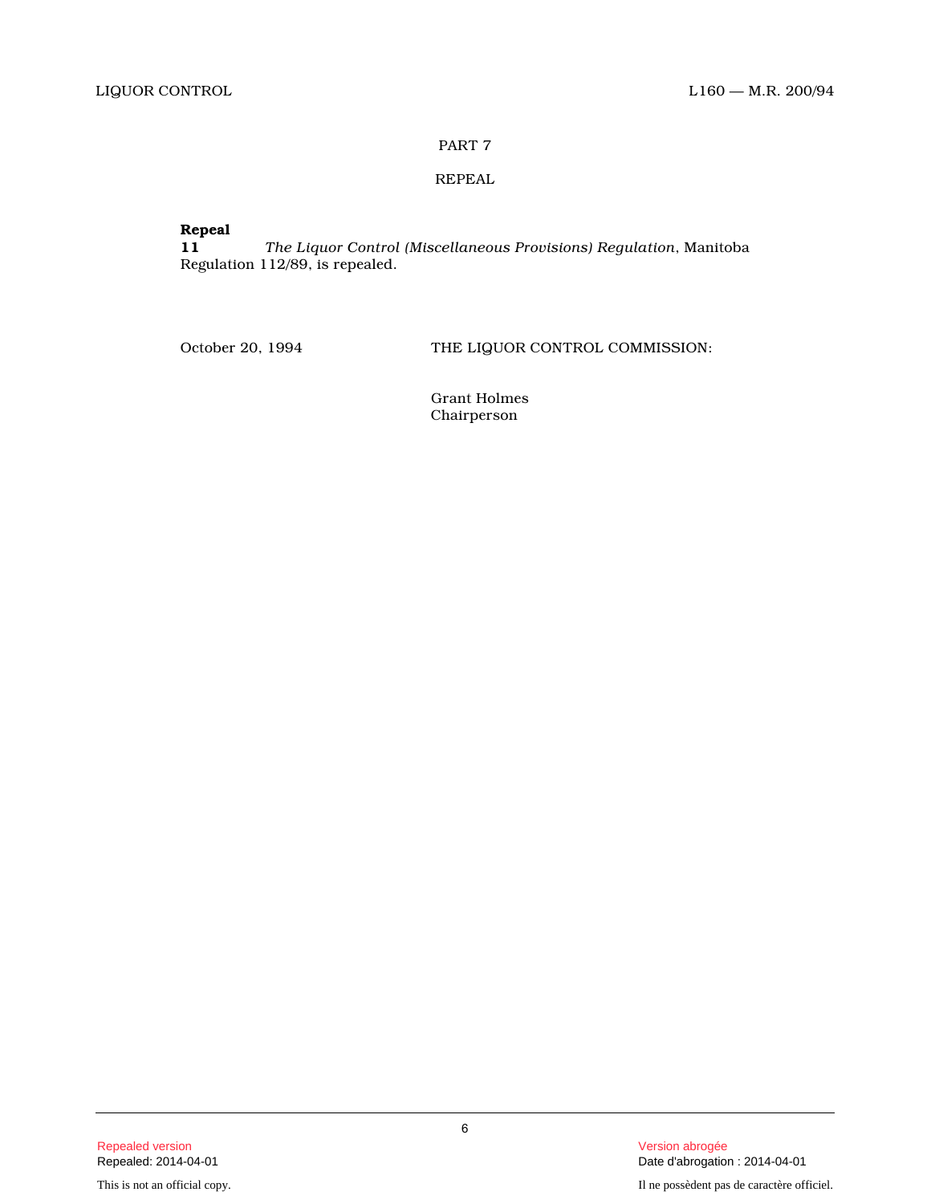## PART 7

## REPEAL

**Repeal**
**11** *The Liquor Control (Miscellaneous Provisions) Regulation*, Manitoba Regulation 112/89, is repealed.

October 20, 1994 THE LIQUOR CONTROL COMMISSION:

Grant Holmes
Chairperson

Repealed version
Repealed: 2014-04-01

Version abrogée
Date d'abrogation : 2014-04-01

This is not an official copy.

Il ne possèdent pas de caractère officiel.